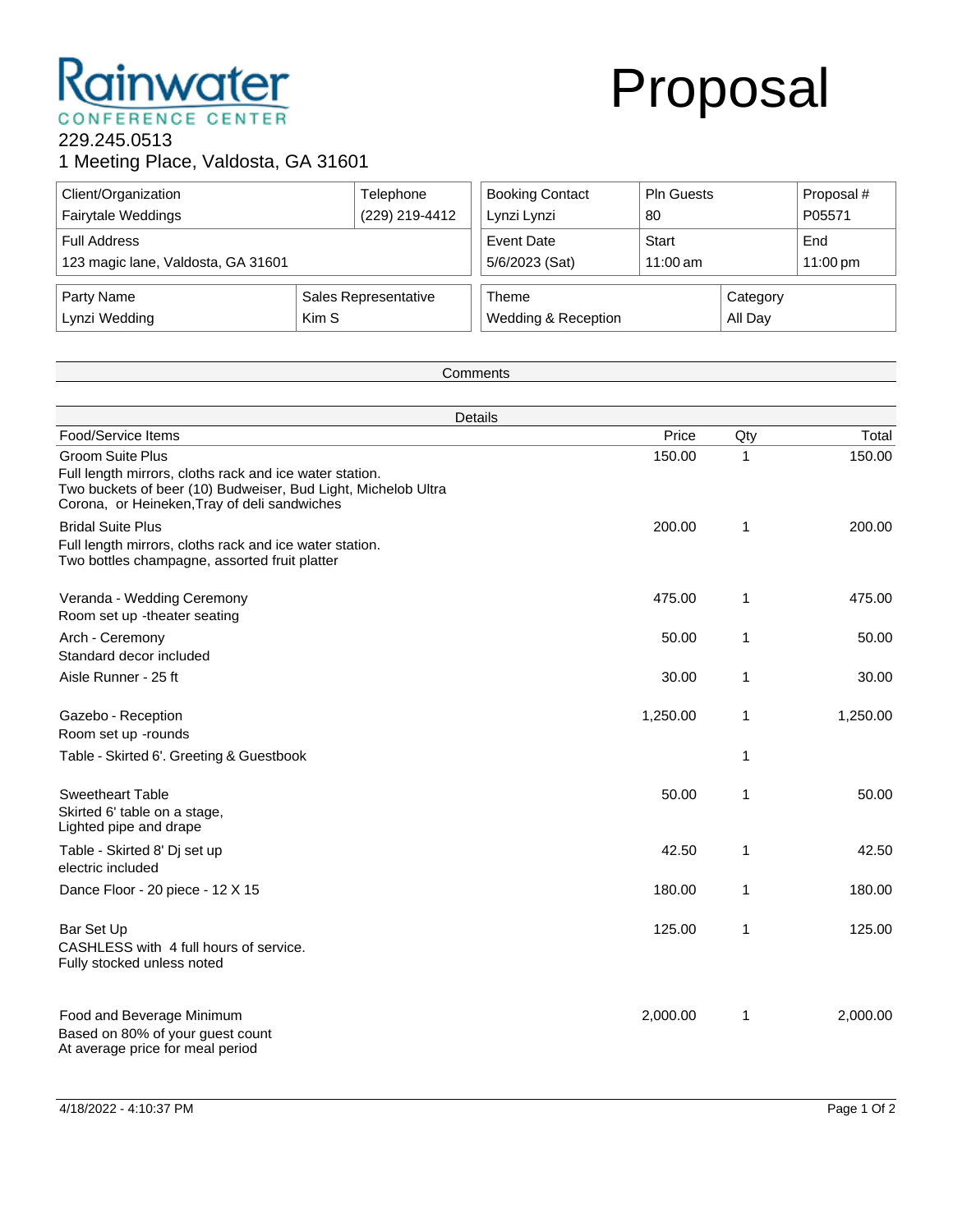# Rainwater CONFERENCE CENTER

229.245.0513
1 Meeting Place, Valdosta, GA 31601

# Proposal

| Client/Organization | Telephone | Booking Contact | Pln Guests | Proposal # |
|---|---|---|---|---|
| Fairytale Weddings | (229) 219-4412 | Lynzi Lynzi | 80 | P05571 |

| Full Address | Event Date | Start | End |
|---|---|---|---|
| 123 magic lane, Valdosta, GA 31601 | 5/6/2023 (Sat) | 11:00 am | 11:00 pm |

| Party Name | Sales Representative | Theme | Category |
|---|---|---|---|
| Lynzi Wedding | Kim S | Wedding & Reception | All Day |

## Comments

## Details

| Food/Service Items | Price | Qty | Total |
|---|---|---|---|
| Groom Suite Plus<br>Full length mirrors, cloths rack and ice water station.<br>Two buckets of beer (10) Budweiser, Bud Light, Michelob Ultra Corona, or Heineken,Tray of deli sandwiches | 150.00 | 1 | 150.00 |
| Bridal Suite Plus<br>Full length mirrors, cloths rack and ice water station.<br>Two bottles champagne, assorted fruit platter | 200.00 | 1 | 200.00 |
| Veranda - Wedding Ceremony<br>Room set up -theater seating | 475.00 | 1 | 475.00 |
| Arch - Ceremony<br>Standard decor included | 50.00 | 1 | 50.00 |
| Aisle Runner - 25 ft | 30.00 | 1 | 30.00 |
| Gazebo - Reception<br>Room set up -rounds | 1,250.00 | 1 | 1,250.00 |
| Table - Skirted 6'. Greeting & Guestbook | | 1 | |
| Sweetheart Table<br>Skirted 6' table on a stage,<br>Lighted pipe and drape | 50.00 | 1 | 50.00 |
| Table - Skirted 8' Dj set up<br>electric included | 42.50 | 1 | 42.50 |
| Dance Floor - 20 piece - 12 X 15 | 180.00 | 1 | 180.00 |
| Bar Set Up<br>CASHLESS with 4 full hours of service.<br>Fully stocked unless noted | 125.00 | 1 | 125.00 |
| Food and Beverage Minimum<br>Based on 80% of your guest count<br>At average price for meal period | 2,000.00 | 1 | 2,000.00 |

4/18/2022 - 4:10:37 PM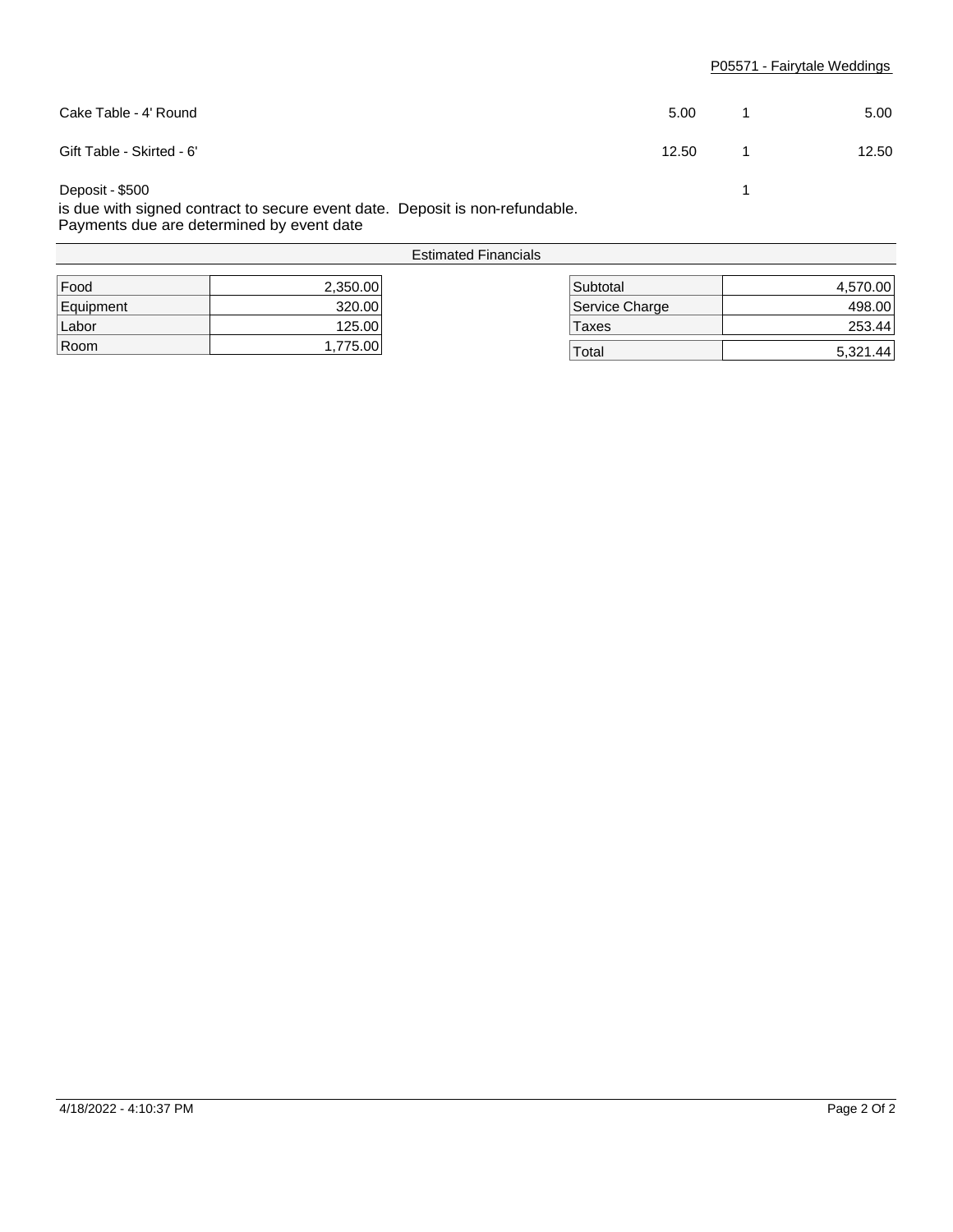| | | | |
|---|---|---|---|
| Cake Table - 4' Round | 5.00 | 1 | 5.00 |
| Gift Table - Skirted - 6' | 12.50 | 1 | 12.50 |
| Deposit - $500 | | 1 | |

is due with signed contract to secure event date. Deposit is non-refundable.
Payments due are determined by event date

Estimated Financials

| | |
|---|---|
| Food | 2,350.00 |
| Equipment | 320.00 |
| Labor | 125.00 |
| Room | 1,775.00 |

| | |
|---|---|
| Subtotal | 4,570.00 |
| Service Charge | 498.00 |
| Taxes | 253.44 |
| Total | 5,321.44 |